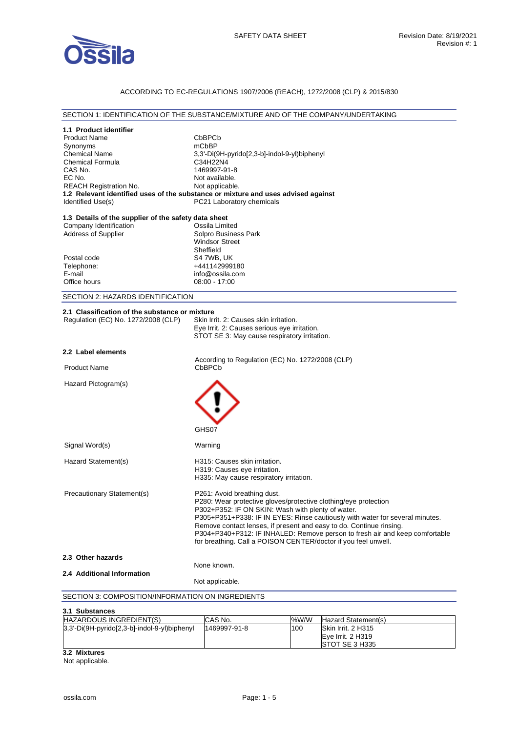SAFETY DATA SHEET

Revision Date: 8/19/2021
Revision #: 1

ACCORDING TO EC-REGULATIONS 1907/2006 (REACH), 1272/2008 (CLP) & 2015/830

## SECTION 1: IDENTIFICATION OF THE SUBSTANCE/MIXTURE AND OF THE COMPANY/UNDERTAKING

### 1.1 Product identifier

| | |
|---|---|
| Product Name | CbBPCb |
| Synonyms | mCbBP |
| Chemical Name | 3,3'-Di(9H-pyrido[2,3-b]-indol-9-yl)biphenyl |
| Chemical Formula | C34H22N4 |
| CAS No. | 1469997-91-8 |
| EC No. | Not available. |
| REACH Registration No. | Not applicable. |

### 1.2 Relevant identified uses of the substance or mixture and uses advised against

| | |
|---|---|
| Identified Use(s) | PC21 Laboratory chemicals |

### 1.3 Details of the supplier of the safety data sheet

| | |
|---|---|
| Company Identification | Ossila Limited |
| Address of Supplier | Solpro Business Park<br>Windsor Street<br>Sheffield |
| Postal code | S4 7WB, UK |
| Telephone: | +441142999180 |
| E-mail | info@ossila.com |
| Office hours | 08:00 - 17:00 |

## SECTION 2: HAZARDS IDENTIFICATION

### 2.1 Classification of the substance or mixture

Regulation (EC) No. 1272/2008 (CLP)
- Skin Irrit. 2: Causes skin irritation.
- Eye Irrit. 2: Causes serious eye irritation.
- STOT SE 3: May cause respiratory irritation.

### 2.2 Label elements

According to Regulation (EC) No. 1272/2008 (CLP)

Product Name: CbBPCb

Hazard Pictogram(s): GHS07

Signal Word(s): Warning

Hazard Statement(s):
- H315: Causes skin irritation.
- H319: Causes eye irritation.
- H335: May cause respiratory irritation.

Precautionary Statement(s):
- P261: Avoid breathing dust.
- P280: Wear protective gloves/protective clothing/eye protection
- P302+P352: IF ON SKIN: Wash with plenty of water.
- P305+P351+P338: IF IN EYES: Rinse cautiously with water for several minutes. Remove contact lenses, if present and easy to do. Continue rinsing.
- P304+P340+P312: IF INHALED: Remove person to fresh air and keep comfortable for breathing. Call a POISON CENTER/doctor if you feel unwell.

### 2.3 Other hazards

None known.

### 2.4 Additional Information

Not applicable.

## SECTION 3: COMPOSITION/INFORMATION ON INGREDIENTS

### 3.1 Substances

| HAZARDOUS INGREDIENT(S) | CAS No. | %W/W | Hazard Statement(s) |
|---|---|---|---|
| 3,3'-Di(9H-pyrido[2,3-b]-indol-9-yl)biphenyl | 1469997-91-8 | 100 | Skin Irrit. 2 H315<br>Eye Irrit. 2 H319<br>STOT SE 3 H335 |

### 3.2 Mixtures

Not applicable.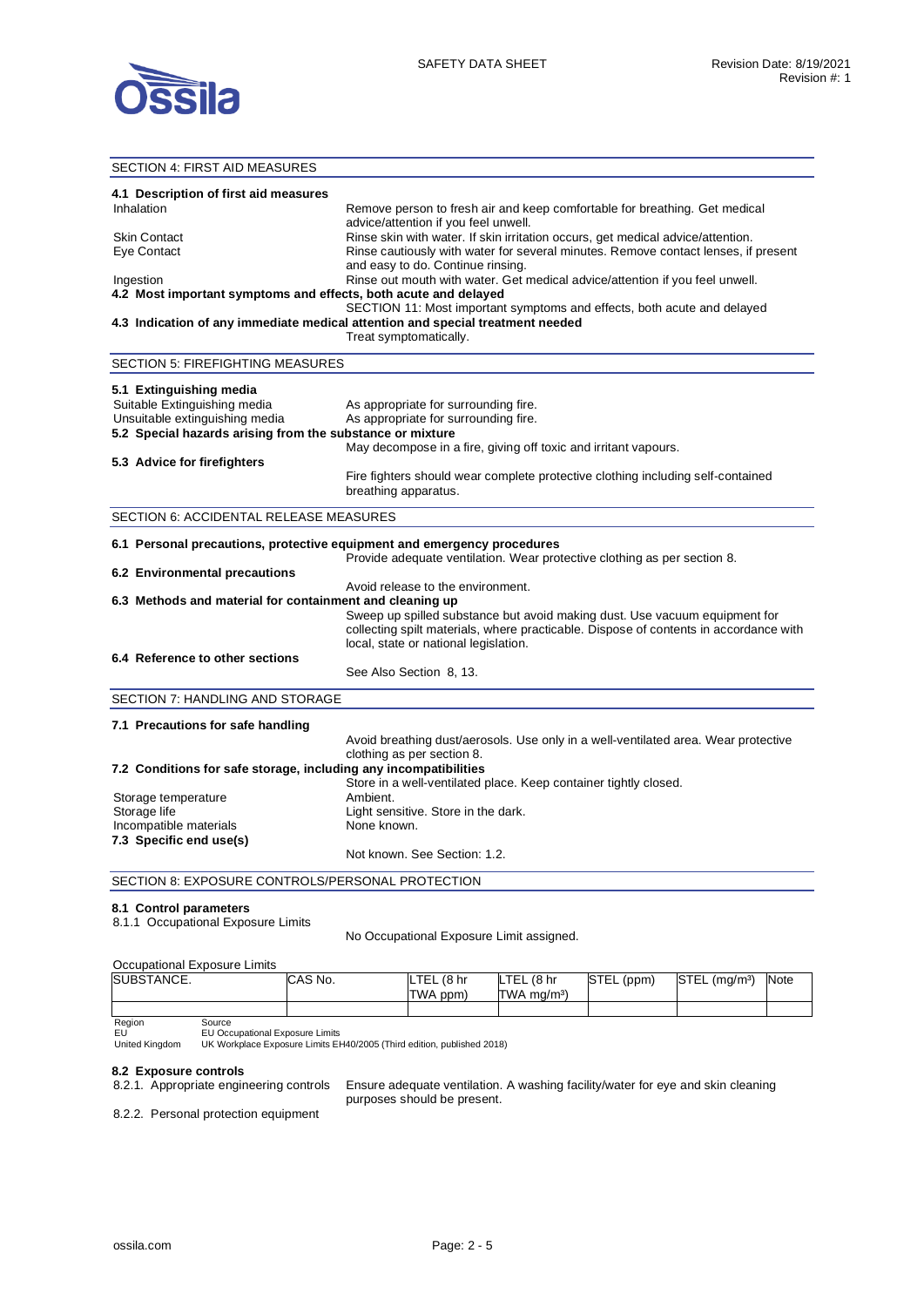## SECTION 4: FIRST AID MEASURES

### 4.1 Description of first aid measures

| | |
|---|---|
| Inhalation | Remove person to fresh air and keep comfortable for breathing. Get medical advice/attention if you feel unwell. |
| Skin Contact | Rinse skin with water. If skin irritation occurs, get medical advice/attention. |
| Eye Contact | Rinse cautiously with water for several minutes. Remove contact lenses, if present and easy to do. Continue rinsing. |
| Ingestion | Rinse out mouth with water. Get medical advice/attention if you feel unwell. |

### 4.2 Most important symptoms and effects, both acute and delayed

SECTION 11: Most important symptoms and effects, both acute and delayed

### 4.3 Indication of any immediate medical attention and special treatment needed

Treat symptomatically.

## SECTION 5: FIREFIGHTING MEASURES

### 5.1 Extinguishing media

| | |
|---|---|
| Suitable Extinguishing media | As appropriate for surrounding fire. |
| Unsuitable extinguishing media | As appropriate for surrounding fire. |

### 5.2 Special hazards arising from the substance or mixture

May decompose in a fire, giving off toxic and irritant vapours.

### 5.3 Advice for firefighters

Fire fighters should wear complete protective clothing including self-contained breathing apparatus.

## SECTION 6: ACCIDENTAL RELEASE MEASURES

### 6.1 Personal precautions, protective equipment and emergency procedures

Provide adequate ventilation. Wear protective clothing as per section 8.

### 6.2 Environmental precautions

Avoid release to the environment.

### 6.3 Methods and material for containment and cleaning up

Sweep up spilled substance but avoid making dust. Use vacuum equipment for collecting spilt materials, where practicable. Dispose of contents in accordance with local, state or national legislation.

### 6.4 Reference to other sections

See Also Section 8, 13.

## SECTION 7: HANDLING AND STORAGE

### 7.1 Precautions for safe handling

Avoid breathing dust/aerosols. Use only in a well-ventilated area. Wear protective clothing as per section 8.

### 7.2 Conditions for safe storage, including any incompatibilities

Store in a well-ventilated place. Keep container tightly closed.

| | |
|---|---|
| Storage temperature | Ambient. |
| Storage life | Light sensitive. Store in the dark. |
| Incompatible materials | None known. |

### 7.3 Specific end use(s)

Not known. See Section: 1.2.

## SECTION 8: EXPOSURE CONTROLS/PERSONAL PROTECTION

### 8.1 Control parameters

8.1.1 Occupational Exposure Limits

No Occupational Exposure Limit assigned.

Occupational Exposure Limits

| SUBSTANCE. | CAS No. | LTEL (8 hr TWA ppm) | LTEL (8 hr TWA mg/m³) | STEL (ppm) | STEL (mg/m³) | Note |
|---|---|---|---|---|---|---|
| | | | | | | |

| Region | Source |
|---|---|
| EU | EU Occupational Exposure Limits |
| United Kingdom | UK Workplace Exposure Limits EH40/2005 (Third edition, published 2018) |

### 8.2 Exposure controls

8.2.1. Appropriate engineering controls: Ensure adequate ventilation. A washing facility/water for eye and skin cleaning purposes should be present.

8.2.2. Personal protection equipment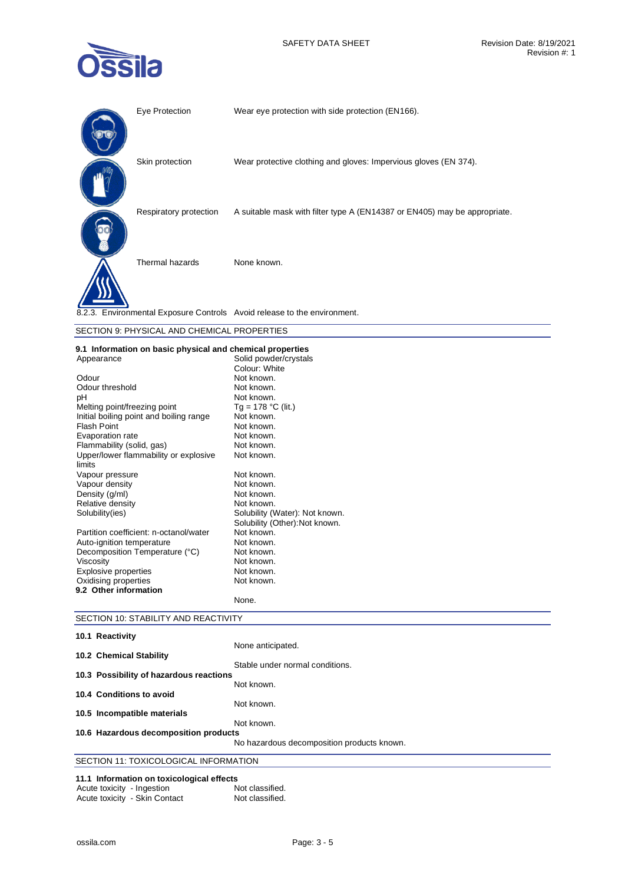| | |
|---|---|
| Eye Protection | Wear eye protection with side protection (EN166). |
| Skin protection | Wear protective clothing and gloves: Impervious gloves (EN 374). |
| Respiratory protection | A suitable mask with filter type A (EN14387 or EN405) may be appropriate. |
| Thermal hazards | None known. |

8.2.3. Environmental Exposure Controls Avoid release to the environment.

## SECTION 9: PHYSICAL AND CHEMICAL PROPERTIES

### 9.1 Information on basic physical and chemical properties

| | |
|---|---|
| Appearance | Solid powder/crystals<br>Colour: White |
| Odour | Not known. |
| Odour threshold | Not known. |
| pH | Not known. |
| Melting point/freezing point | Tg = 178 °C (lit.) |
| Initial boiling point and boiling range | Not known. |
| Flash Point | Not known. |
| Evaporation rate | Not known. |
| Flammability (solid, gas) | Not known. |
| Upper/lower flammability or explosive limits | Not known. |
| Vapour pressure | Not known. |
| Vapour density | Not known. |
| Density (g/ml) | Not known. |
| Relative density | Not known. |
| Solubility(ies) | Solubility (Water): Not known.<br>Solubility (Other):Not known. |
| Partition coefficient: n-octanol/water | Not known. |
| Auto-ignition temperature | Not known. |
| Decomposition Temperature (°C) | Not known. |
| Viscosity | Not known. |
| Explosive properties | Not known. |
| Oxidising properties | Not known. |

### 9.2 Other information

None.

## SECTION 10: STABILITY AND REACTIVITY

**10.1 Reactivity**

None anticipated.

**10.2 Chemical Stability**

Stable under normal conditions.

**10.3 Possibility of hazardous reactions**

Not known.

**10.4 Conditions to avoid**

Not known.

**10.5 Incompatible materials**

Not known.

**10.6 Hazardous decomposition products**

No hazardous decomposition products known.

## SECTION 11: TOXICOLOGICAL INFORMATION

### 11.1 Information on toxicological effects

| | |
|---|---|
| Acute toxicity - Ingestion | Not classified. |
| Acute toxicity - Skin Contact | Not classified. |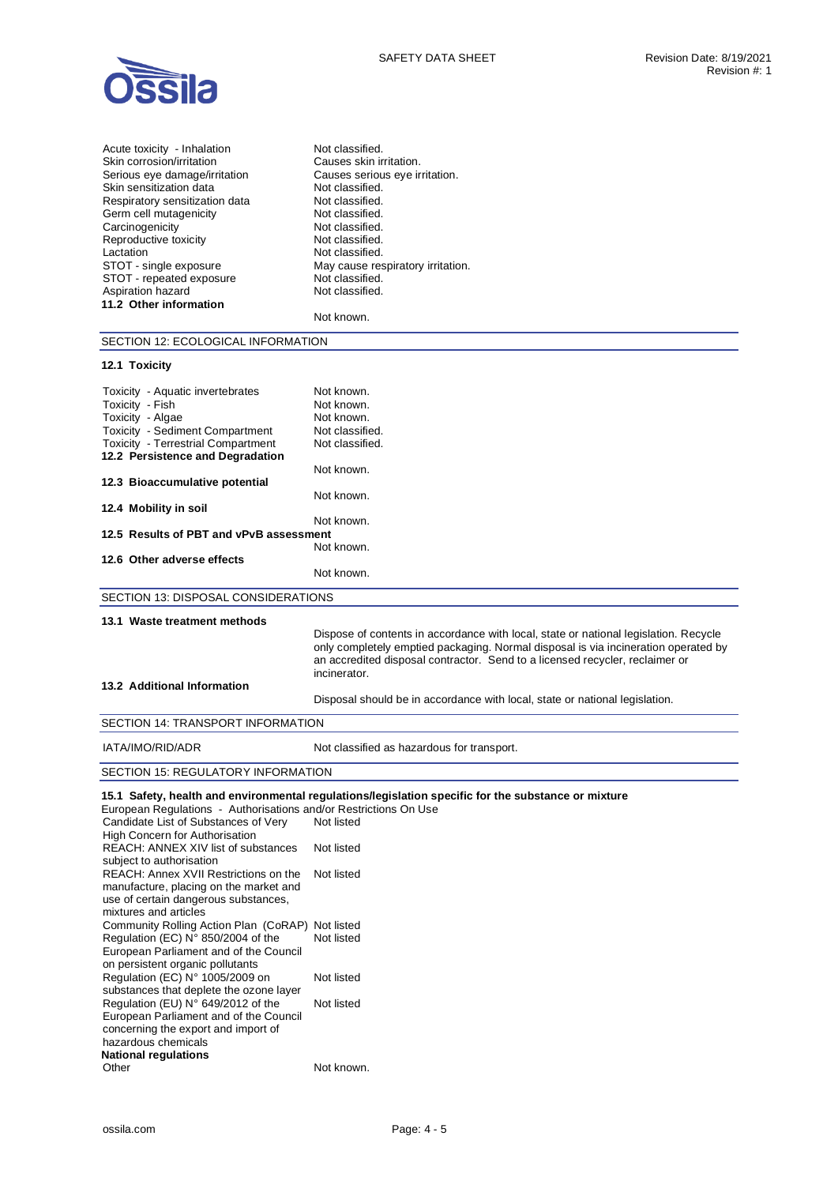| | |
|---|---|
| Acute toxicity - Inhalation | Not classified. |
| Skin corrosion/irritation | Causes skin irritation. |
| Serious eye damage/irritation | Causes serious eye irritation. |
| Skin sensitization data | Not classified. |
| Respiratory sensitization data | Not classified. |
| Germ cell mutagenicity | Not classified. |
| Carcinogenicity | Not classified. |
| Reproductive toxicity | Not classified. |
| Lactation | Not classified. |
| STOT - single exposure | May cause respiratory irritation. |
| STOT - repeated exposure | Not classified. |
| Aspiration hazard | Not classified. |

**11.2 Other information**

Not known.

## SECTION 12: ECOLOGICAL INFORMATION

**12.1 Toxicity**

| | |
|---|---|
| Toxicity - Aquatic invertebrates | Not known. |
| Toxicity - Fish | Not known. |
| Toxicity - Algae | Not known. |
| Toxicity - Sediment Compartment | Not classified. |
| Toxicity - Terrestrial Compartment | Not classified. |

**12.2 Persistence and Degradation**

Not known.

**12.3 Bioaccumulative potential**

Not known.

**12.4 Mobility in soil**

Not known.

**12.5 Results of PBT and vPvB assessment**

Not known.

**12.6 Other adverse effects**

Not known.

## SECTION 13: DISPOSAL CONSIDERATIONS

**13.1 Waste treatment methods**

Dispose of contents in accordance with local, state or national legislation. Recycle only completely emptied packaging. Normal disposal is via incineration operated by an accredited disposal contractor. Send to a licensed recycler, reclaimer or incinerator.

**13.2 Additional Information**

Disposal should be in accordance with local, state or national legislation.

## SECTION 14: TRANSPORT INFORMATION

| | |
|---|---|
| IATA/IMO/RID/ADR | Not classified as hazardous for transport. |

## SECTION 15: REGULATORY INFORMATION

**15.1 Safety, health and environmental regulations/legislation specific for the substance or mixture**

European Regulations - Authorisations and/or Restrictions On Use

| | |
|---|---|
| Candidate List of Substances of Very High Concern for Authorisation | Not listed |
| REACH: ANNEX XIV list of substances subject to authorisation | Not listed |
| REACH: Annex XVII Restrictions on the manufacture, placing on the market and use of certain dangerous substances, mixtures and articles | Not listed |
| Community Rolling Action Plan (CoRAP) | Not listed |
| Regulation (EC) N° 850/2004 of the European Parliament and of the Council on persistent organic pollutants | Not listed |
| Regulation (EC) N° 1005/2009 on substances that deplete the ozone layer | Not listed |
| Regulation (EU) N° 649/2012 of the European Parliament and of the Council concerning the export and import of hazardous chemicals | Not listed |

**National regulations**

| | |
|---|---|
| Other | Not known. |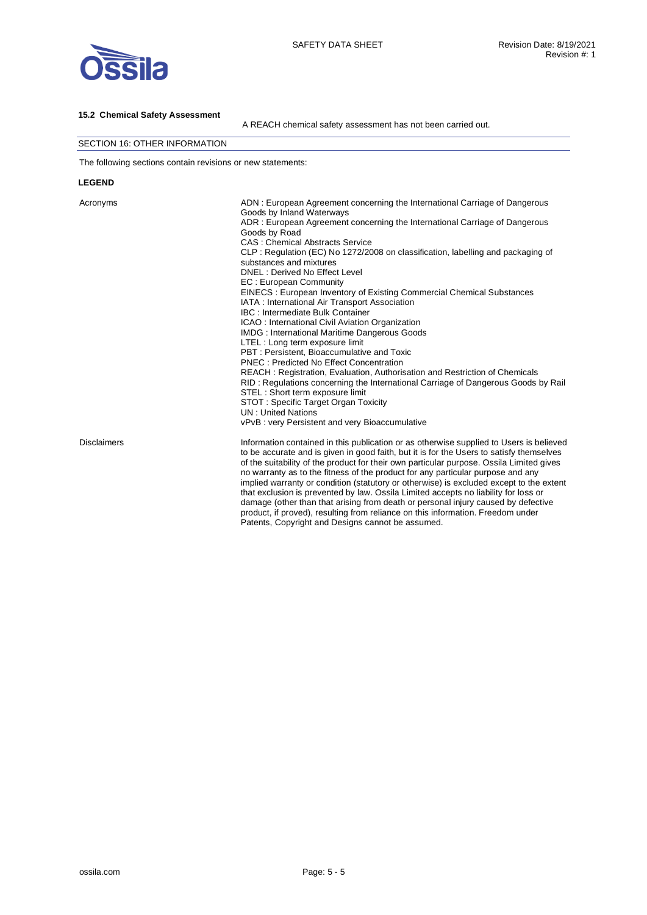**15.2 Chemical Safety Assessment**

A REACH chemical safety assessment has not been carried out.

## SECTION 16: OTHER INFORMATION

The following sections contain revisions or new statements:

**LEGEND**

| | |
|---|---|
| Acronyms | ADN : European Agreement concerning the International Carriage of Dangerous Goods by Inland Waterways<br>ADR : European Agreement concerning the International Carriage of Dangerous Goods by Road<br>CAS : Chemical Abstracts Service<br>CLP : Regulation (EC) No 1272/2008 on classification, labelling and packaging of substances and mixtures<br>DNEL : Derived No Effect Level<br>EC : European Community<br>EINECS : European Inventory of Existing Commercial Chemical Substances<br>IATA : International Air Transport Association<br>IBC : Intermediate Bulk Container<br>ICAO : International Civil Aviation Organization<br>IMDG : International Maritime Dangerous Goods<br>LTEL : Long term exposure limit<br>PBT : Persistent, Bioaccumulative and Toxic<br>PNEC : Predicted No Effect Concentration<br>REACH : Registration, Evaluation, Authorisation and Restriction of Chemicals<br>RID : Regulations concerning the International Carriage of Dangerous Goods by Rail<br>STEL : Short term exposure limit<br>STOT : Specific Target Organ Toxicity<br>UN : United Nations<br>vPvB : very Persistent and very Bioaccumulative |
| Disclaimers | Information contained in this publication or as otherwise supplied to Users is believed to be accurate and is given in good faith, but it is for the Users to satisfy themselves of the suitability of the product for their own particular purpose. Ossila Limited gives no warranty as to the fitness of the product for any particular purpose and any implied warranty or condition (statutory or otherwise) is excluded except to the extent that exclusion is prevented by law. Ossila Limited accepts no liability for loss or damage (other than that arising from death or personal injury caused by defective product, if proved), resulting from reliance on this information. Freedom under Patents, Copyright and Designs cannot be assumed. |